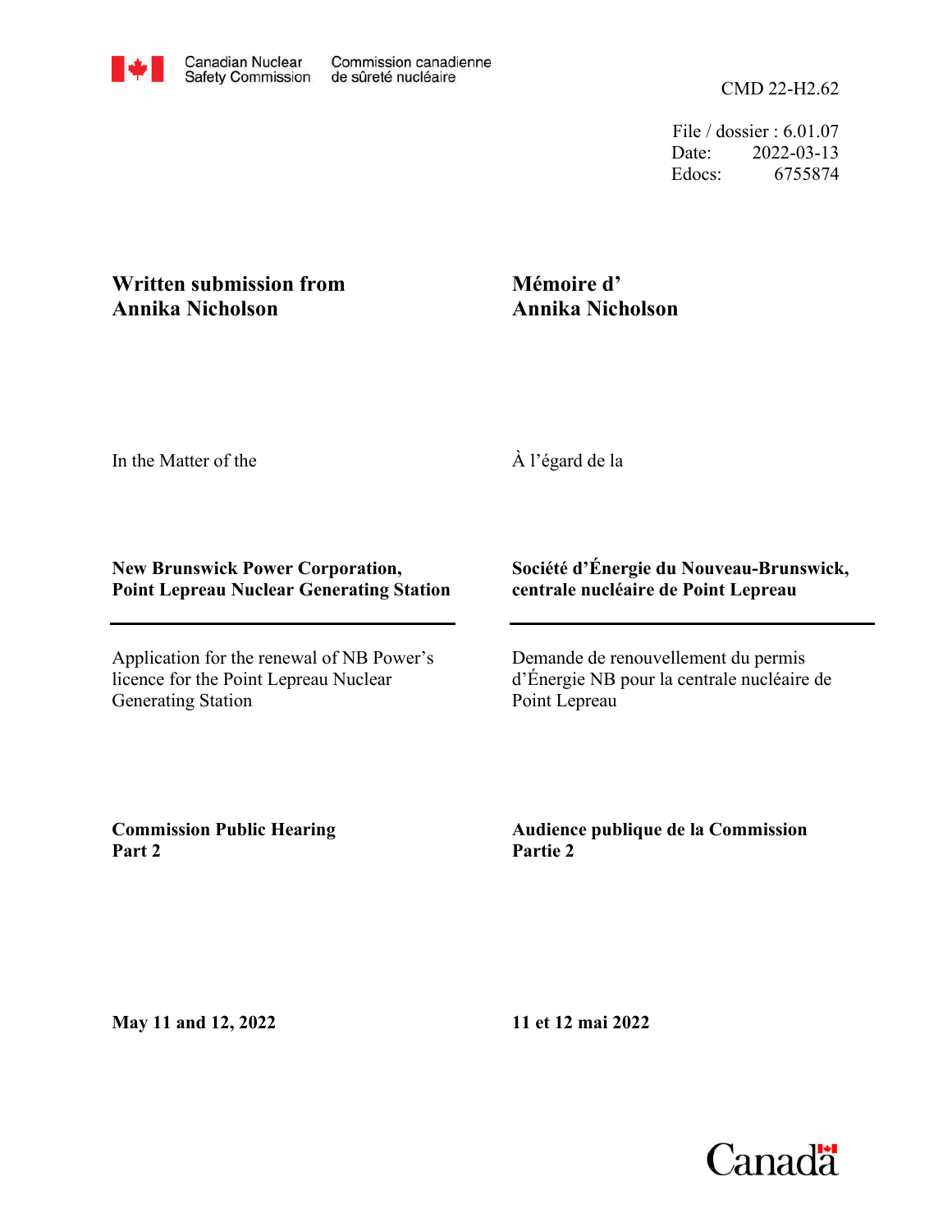Canadian Nuclear Safety Commission / Commission canadienne de sûreté nucléaire

CMD 22-H2.62

File / dossier : 6.01.07
Date: 2022-03-13
Edocs: 6755874

**Written submission from Annika Nicholson**

**Mémoire d' Annika Nicholson**

In the Matter of the

À l'égard de la

**New Brunswick Power Corporation, Point Lepreau Nuclear Generating Station**

**Société d'Énergie du Nouveau-Brunswick, centrale nucléaire de Point Lepreau**

Application for the renewal of NB Power's licence for the Point Lepreau Nuclear Generating Station

Demande de renouvellement du permis d'Énergie NB pour la centrale nucléaire de Point Lepreau

**Commission Public Hearing Part 2**

**Audience publique de la Commission Partie 2**

**May 11 and 12, 2022**

**11 et 12 mai 2022**

Canada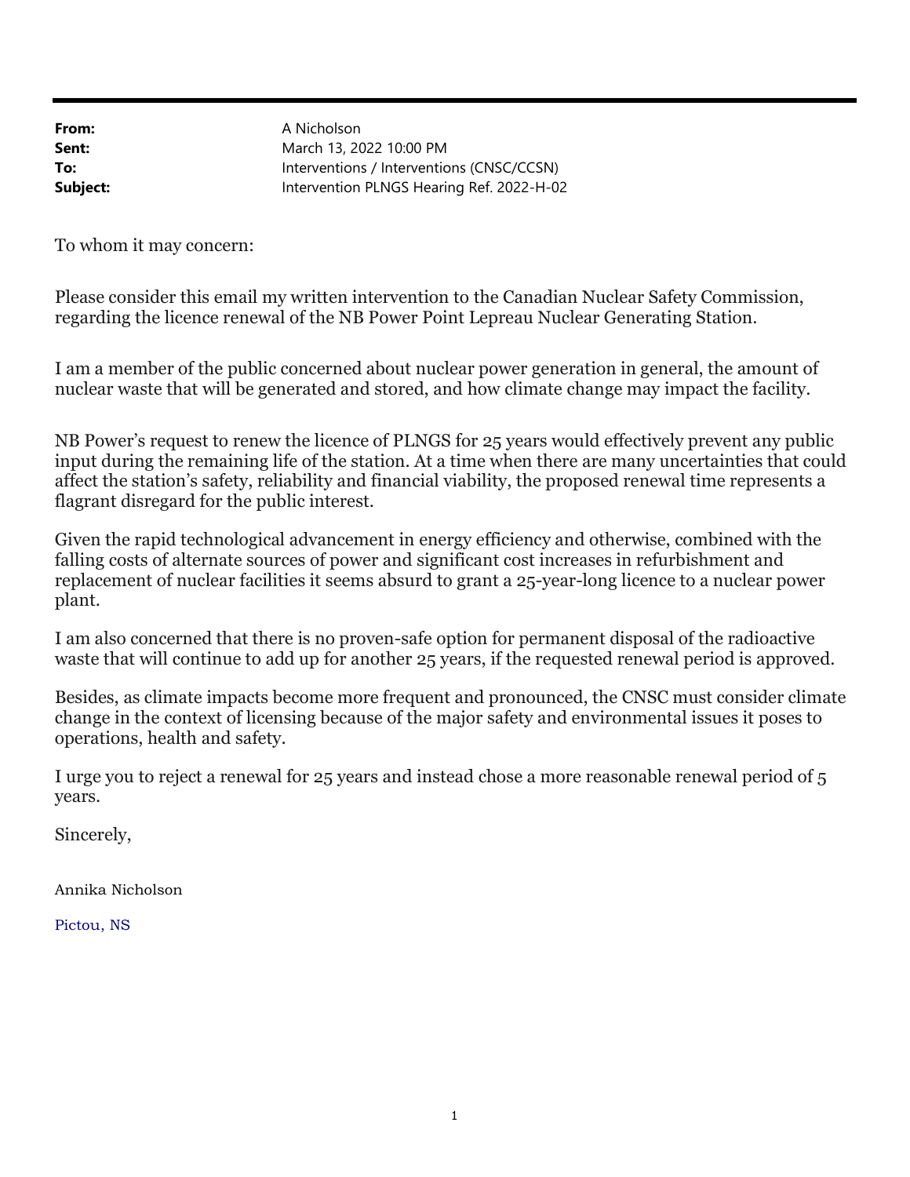**From:** A Nicholson
**Sent:** March 13, 2022 10:00 PM
**To:** Interventions / Interventions (CNSC/CCSN)
**Subject:** Intervention PLNGS Hearing Ref. 2022-H-02

To whom it may concern:

Please consider this email my written intervention to the Canadian Nuclear Safety Commission, regarding the licence renewal of the NB Power Point Lepreau Nuclear Generating Station.

I am a member of the public concerned about nuclear power generation in general, the amount of nuclear waste that will be generated and stored, and how climate change may impact the facility.

NB Power's request to renew the licence of PLNGS for 25 years would effectively prevent any public input during the remaining life of the station. At a time when there are many uncertainties that could affect the station's safety, reliability and financial viability, the proposed renewal time represents a flagrant disregard for the public interest.

Given the rapid technological advancement in energy efficiency and otherwise, combined with the falling costs of alternate sources of power and significant cost increases in refurbishment and replacement of nuclear facilities it seems absurd to grant a 25-year-long licence to a nuclear power plant.

I am also concerned that there is no proven-safe option for permanent disposal of the radioactive waste that will continue to add up for another 25 years, if the requested renewal period is approved.

Besides, as climate impacts become more frequent and pronounced, the CNSC must consider climate change in the context of licensing because of the major safety and environmental issues it poses to operations, health and safety.

I urge you to reject a renewal for 25 years and instead chose a more reasonable renewal period of 5 years.

Sincerely,

Annika Nicholson

Pictou, NS